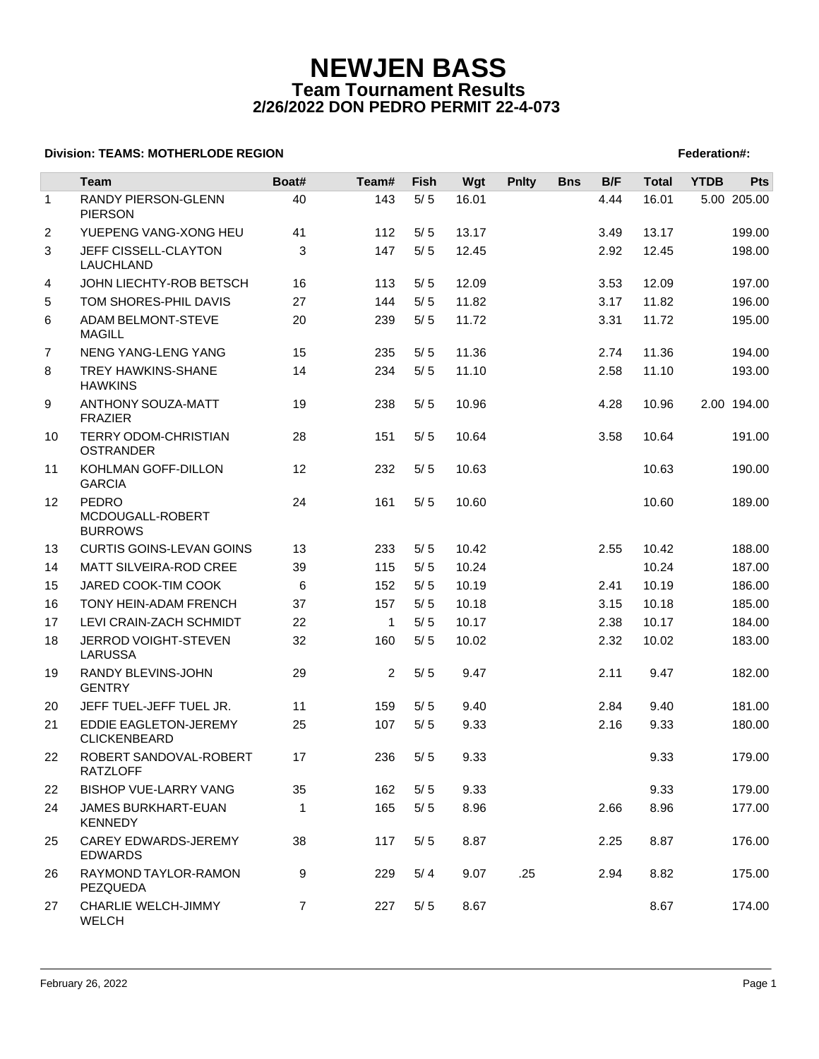# NEWJEN BASS

## Team Tournament Results

### 2/26/2022 DON PEDRO PERMIT 22-4-073

**Division: TEAMS: MOTHERLODE REGION** **Federation#:**

| | Team | Boat# | Team# | Fish | Wgt | Pnlty | Bns | B/F | Total | YTDB | Pts |
|---|---|---|---|---|---|---|---|---|---|---|---|
| 1 | RANDY PIERSON-GLENN PIERSON | 40 | 143 | 5/ 5 | 16.01 | | | 4.44 | 16.01 | 5.00 | 205.00 |
| 2 | YUEPENG VANG-XONG HEU | 41 | 112 | 5/ 5 | 13.17 | | | 3.49 | 13.17 | | 199.00 |
| 3 | JEFF CISSELL-CLAYTON LAUCHLAND | 3 | 147 | 5/ 5 | 12.45 | | | 2.92 | 12.45 | | 198.00 |
| 4 | JOHN LIECHTY-ROB BETSCH | 16 | 113 | 5/ 5 | 12.09 | | | 3.53 | 12.09 | | 197.00 |
| 5 | TOM SHORES-PHIL DAVIS | 27 | 144 | 5/ 5 | 11.82 | | | 3.17 | 11.82 | | 196.00 |
| 6 | ADAM BELMONT-STEVE MAGILL | 20 | 239 | 5/ 5 | 11.72 | | | 3.31 | 11.72 | | 195.00 |
| 7 | NENG YANG-LENG YANG | 15 | 235 | 5/ 5 | 11.36 | | | 2.74 | 11.36 | | 194.00 |
| 8 | TREY HAWKINS-SHANE HAWKINS | 14 | 234 | 5/ 5 | 11.10 | | | 2.58 | 11.10 | | 193.00 |
| 9 | ANTHONY SOUZA-MATT FRAZIER | 19 | 238 | 5/ 5 | 10.96 | | | 4.28 | 10.96 | 2.00 | 194.00 |
| 10 | TERRY ODOM-CHRISTIAN OSTRANDER | 28 | 151 | 5/ 5 | 10.64 | | | 3.58 | 10.64 | | 191.00 |
| 11 | KOHLMAN GOFF-DILLON GARCIA | 12 | 232 | 5/ 5 | 10.63 | | | | 10.63 | | 190.00 |
| 12 | PEDRO MCDOUGALL-ROBERT BURROWS | 24 | 161 | 5/ 5 | 10.60 | | | | 10.60 | | 189.00 |
| 13 | CURTIS GOINS-LEVAN GOINS | 13 | 233 | 5/ 5 | 10.42 | | | 2.55 | 10.42 | | 188.00 |
| 14 | MATT SILVEIRA-ROD CREE | 39 | 115 | 5/ 5 | 10.24 | | | | 10.24 | | 187.00 |
| 15 | JARED COOK-TIM COOK | 6 | 152 | 5/ 5 | 10.19 | | | 2.41 | 10.19 | | 186.00 |
| 16 | TONY HEIN-ADAM FRENCH | 37 | 157 | 5/ 5 | 10.18 | | | 3.15 | 10.18 | | 185.00 |
| 17 | LEVI CRAIN-ZACH SCHMIDT | 22 | 1 | 5/ 5 | 10.17 | | | 2.38 | 10.17 | | 184.00 |
| 18 | JERROD VOIGHT-STEVEN LARUSSA | 32 | 160 | 5/ 5 | 10.02 | | | 2.32 | 10.02 | | 183.00 |
| 19 | RANDY BLEVINS-JOHN GENTRY | 29 | 2 | 5/ 5 | 9.47 | | | 2.11 | 9.47 | | 182.00 |
| 20 | JEFF TUEL-JEFF TUEL JR. | 11 | 159 | 5/ 5 | 9.40 | | | 2.84 | 9.40 | | 181.00 |
| 21 | EDDIE EAGLETON-JEREMY CLICKENBEARD | 25 | 107 | 5/ 5 | 9.33 | | | 2.16 | 9.33 | | 180.00 |
| 22 | ROBERT SANDOVAL-ROBERT RATZLOFF | 17 | 236 | 5/ 5 | 9.33 | | | | 9.33 | | 179.00 |
| 22 | BISHOP VUE-LARRY VANG | 35 | 162 | 5/ 5 | 9.33 | | | | 9.33 | | 179.00 |
| 24 | JAMES BURKHART-EUAN KENNEDY | 1 | 165 | 5/ 5 | 8.96 | | | 2.66 | 8.96 | | 177.00 |
| 25 | CAREY EDWARDS-JEREMY EDWARDS | 38 | 117 | 5/ 5 | 8.87 | | | 2.25 | 8.87 | | 176.00 |
| 26 | RAYMOND TAYLOR-RAMON PEZQUEDA | 9 | 229 | 5/ 4 | 9.07 | .25 | | 2.94 | 8.82 | | 175.00 |
| 27 | CHARLIE WELCH-JIMMY WELCH | 7 | 227 | 5/ 5 | 8.67 | | | | 8.67 | | 174.00 |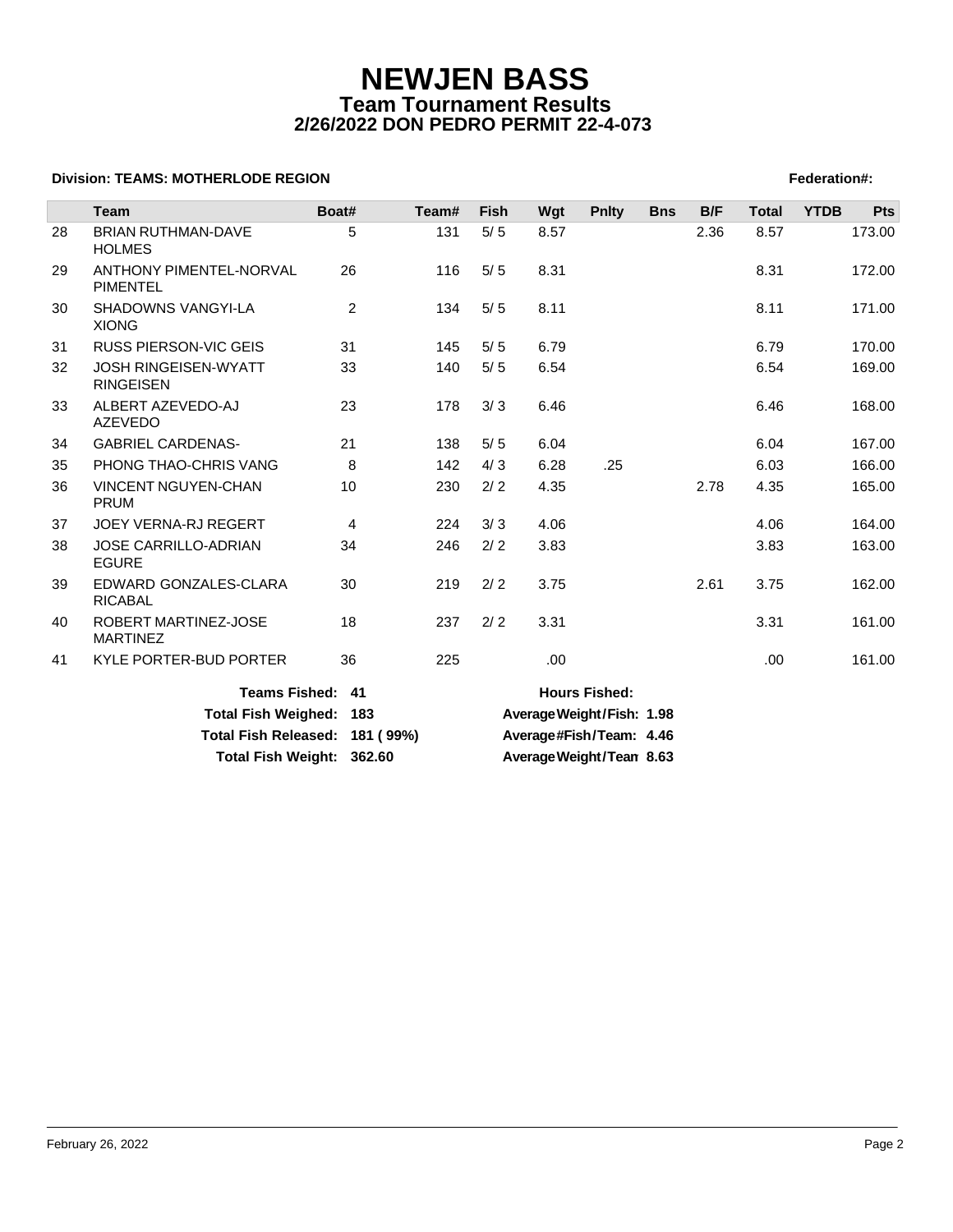# NEWJEN BASS

## Team Tournament Results

## 2/26/2022 DON PEDRO PERMIT 22-4-073

**Division: TEAMS: MOTHERLODE REGION** **Federation#:**

| | Team | Boat# | Team# | Fish | Wgt | Pnlty | Bns | B/F | Total | YTDB | Pts |
|---|---|---|---|---|---|---|---|---|---|---|---|
| 28 | BRIAN RUTHMAN-DAVE HOLMES | 5 | 131 | 5/ 5 | 8.57 | | | 2.36 | 8.57 | | 173.00 |
| 29 | ANTHONY PIMENTEL-NORVAL PIMENTEL | 26 | 116 | 5/ 5 | 8.31 | | | | 8.31 | | 172.00 |
| 30 | SHADOWNS VANGYI-LA XIONG | 2 | 134 | 5/ 5 | 8.11 | | | | 8.11 | | 171.00 |
| 31 | RUSS PIERSON-VIC GEIS | 31 | 145 | 5/ 5 | 6.79 | | | | 6.79 | | 170.00 |
| 32 | JOSH RINGEISEN-WYATT RINGEISEN | 33 | 140 | 5/ 5 | 6.54 | | | | 6.54 | | 169.00 |
| 33 | ALBERT AZEVEDO-AJ AZEVEDO | 23 | 178 | 3/ 3 | 6.46 | | | | 6.46 | | 168.00 |
| 34 | GABRIEL CARDENAS- | 21 | 138 | 5/ 5 | 6.04 | | | | 6.04 | | 167.00 |
| 35 | PHONG THAO-CHRIS VANG | 8 | 142 | 4/ 3 | 6.28 | .25 | | | 6.03 | | 166.00 |
| 36 | VINCENT NGUYEN-CHAN PRUM | 10 | 230 | 2/ 2 | 4.35 | | | 2.78 | 4.35 | | 165.00 |
| 37 | JOEY VERNA-RJ REGERT | 4 | 224 | 3/ 3 | 4.06 | | | | 4.06 | | 164.00 |
| 38 | JOSE CARRILLO-ADRIAN EGURE | 34 | 246 | 2/ 2 | 3.83 | | | | 3.83 | | 163.00 |
| 39 | EDWARD GONZALES-CLARA RICABAL | 30 | 219 | 2/ 2 | 3.75 | | | 2.61 | 3.75 | | 162.00 |
| 40 | ROBERT MARTINEZ-JOSE MARTINEZ | 18 | 237 | 2/ 2 | 3.31 | | | | 3.31 | | 161.00 |
| 41 | KYLE PORTER-BUD PORTER | 36 | 225 | | .00 | | | | .00 | | 161.00 |

**Teams Fished:** 41
**Total Fish Weighed:** 183
**Total Fish Released:** 181 ( 99%)
**Total Fish Weight:** 362.60

**Hours Fished:**
**Average Weight/Fish:** 1.98
**Average#Fish/Team:** 4.46
**Average Weight/Tean** 8.63